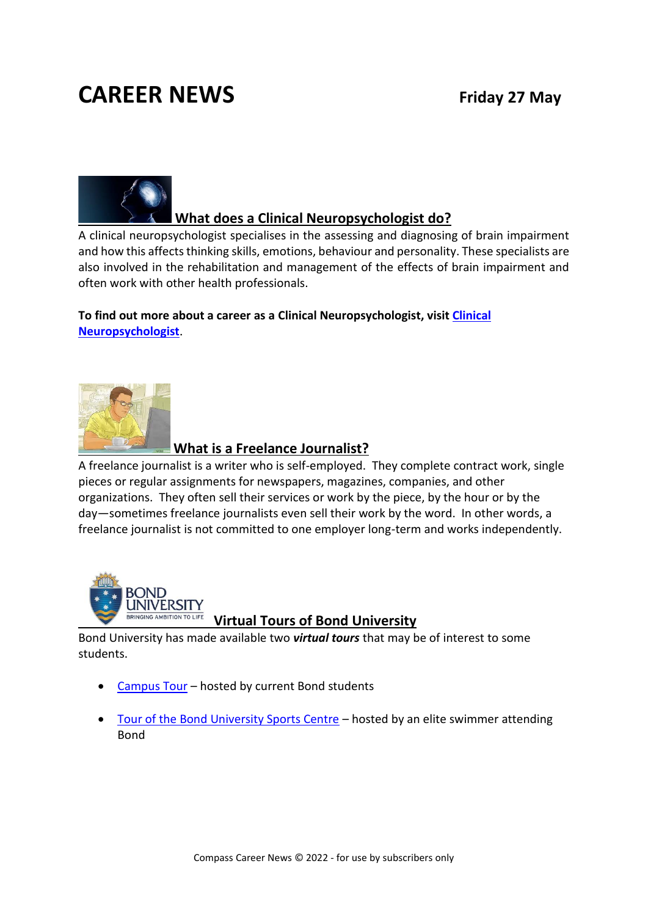# CAREER NEWS

**Friday 27 May**

## What does a Clinical Neuropsychologist do?

A clinical neuropsychologist specialises in the assessing and diagnosing of brain impairment and how this affects thinking skills, emotions, behaviour and personality. These specialists are also involved in the rehabilitation and management of the effects of brain impairment and often work with other health professionals.

**To find out more about a career as a Clinical Neuropsychologist, visit Clinical Neuropsychologist.**

## What is a Freelance Journalist?

A freelance journalist is a writer who is self-employed. They complete contract work, single pieces or regular assignments for newspapers, magazines, companies, and other organizations. They often sell their services or work by the piece, by the hour or by the day—sometimes freelance journalists even sell their work by the word. In other words, a freelance journalist is not committed to one employer long-term and works independently.

## Virtual Tours of Bond University

Bond University has made available two ***virtual tours*** that may be of interest to some students.

- Campus Tour – hosted by current Bond students
- Tour of the Bond University Sports Centre – hosted by an elite swimmer attending Bond

Compass Career News © 2022 - for use by subscribers only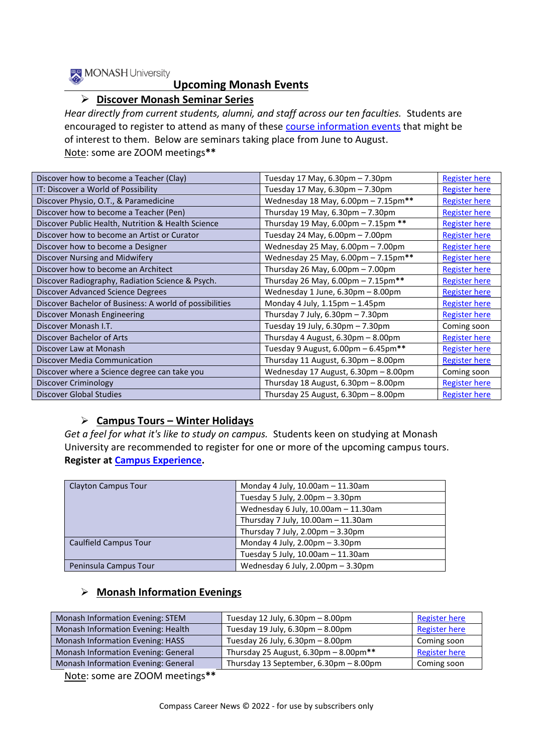MONASH University

# Upcoming Monash Events

## Discover Monash Seminar Series

*Hear directly from current students, alumni, and staff across our ten faculties.* Students are encouraged to register to attend as many of these course information events that might be of interest to them. Below are seminars taking place from June to August.

Note: some are ZOOM meetings**

| Discover how to become a Teacher (Clay) | Tuesday 17 May, 6.30pm – 7.30pm | Register here |
|---|---|---|
| IT: Discover a World of Possibility | Tuesday 17 May, 6.30pm – 7.30pm | Register here |
| Discover Physio, O.T., & Paramedicine | Wednesday 18 May, 6.00pm – 7.15pm** | Register here |
| Discover how to become a Teacher (Pen) | Thursday 19 May, 6.30pm – 7.30pm | Register here |
| Discover Public Health, Nutrition & Health Science | Thursday 19 May, 6.00pm – 7.15pm ** | Register here |
| Discover how to become an Artist or Curator | Tuesday 24 May, 6.00pm – 7.00pm | Register here |
| Discover how to become a Designer | Wednesday 25 May, 6.00pm – 7.00pm | Register here |
| Discover Nursing and Midwifery | Wednesday 25 May, 6.00pm – 7.15pm** | Register here |
| Discover how to become an Architect | Thursday 26 May, 6.00pm – 7.00pm | Register here |
| Discover Radiography, Radiation Science & Psych. | Thursday 26 May, 6.00pm – 7.15pm** | Register here |
| Discover Advanced Science Degrees | Wednesday 1 June, 6.30pm – 8.00pm | Register here |
| Discover Bachelor of Business: A world of possibilities | Monday 4 July, 1.15pm – 1.45pm | Register here |
| Discover Monash Engineering | Thursday 7 July, 6.30pm – 7.30pm | Register here |
| Discover Monash I.T. | Tuesday 19 July, 6.30pm – 7.30pm | Coming soon |
| Discover Bachelor of Arts | Thursday 4 August, 6.30pm – 8.00pm | Register here |
| Discover Law at Monash | Tuesday 9 August, 6.00pm – 6.45pm** | Register here |
| Discover Media Communication | Thursday 11 August, 6.30pm – 8.00pm | Register here |
| Discover where a Science degree can take you | Wednesday 17 August, 6.30pm – 8.00pm | Coming soon |
| Discover Criminology | Thursday 18 August, 6.30pm – 8.00pm | Register here |
| Discover Global Studies | Thursday 25 August, 6.30pm – 8.00pm | Register here |

## Campus Tours – Winter Holidays

*Get a feel for what it's like to study on campus.* Students keen on studying at Monash University are recommended to register for one or more of the upcoming campus tours. **Register at Campus Experience.**

| Clayton Campus Tour | Monday 4 July, 10.00am – 11.30am |
|---|---|
| | Tuesday 5 July, 2.00pm – 3.30pm |
| | Wednesday 6 July, 10.00am – 11.30am |
| | Thursday 7 July, 10.00am – 11.30am |
| | Thursday 7 July, 2.00pm – 3.30pm |
| Caulfield Campus Tour | Monday 4 July, 2.00pm – 3.30pm |
| | Tuesday 5 July, 10.00am – 11.30am |
| Peninsula Campus Tour | Wednesday 6 July, 2.00pm – 3.30pm |

## Monash Information Evenings

| Monash Information Evening: STEM | Tuesday 12 July, 6.30pm – 8.00pm | Register here |
|---|---|---|
| Monash Information Evening: Health | Tuesday 19 July, 6.30pm – 8.00pm | Register here |
| Monash Information Evening: HASS | Tuesday 26 July, 6.30pm – 8.00pm | Coming soon |
| Monash Information Evening: General | Thursday 25 August, 6.30pm – 8.00pm** | Register here |
| Monash Information Evening: General | Thursday 13 September, 6.30pm – 8.00pm | Coming soon |

Note: some are ZOOM meetings**

Compass Career News © 2022 - for use by subscribers only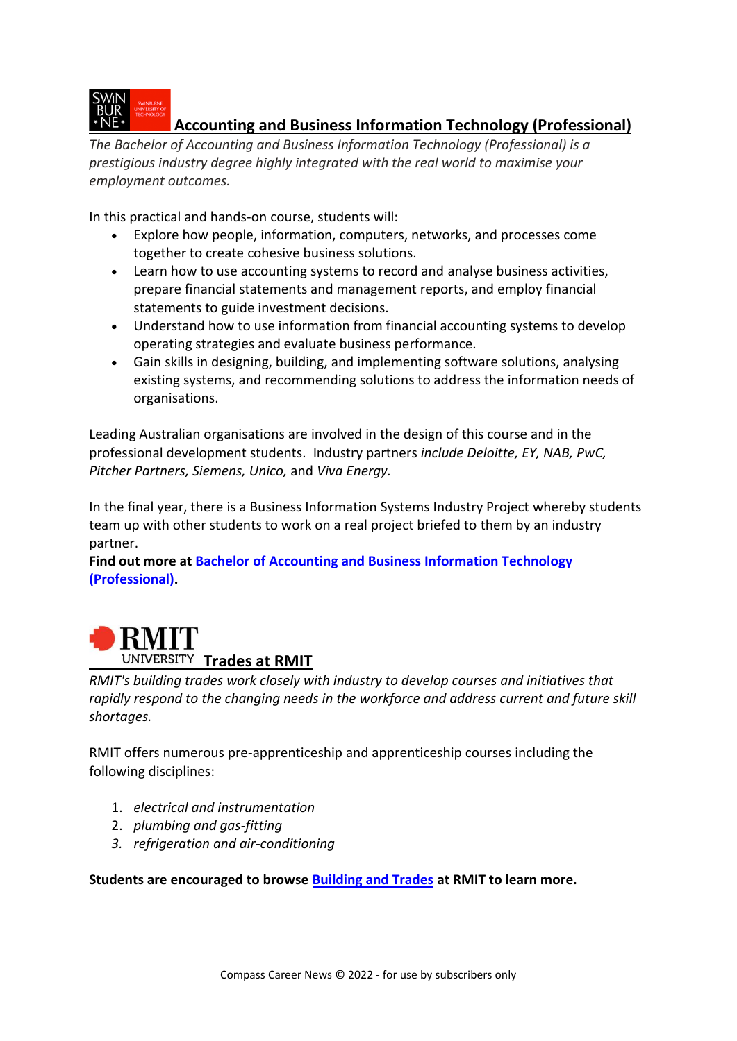## Accounting and Business Information Technology (Professional)

*The Bachelor of Accounting and Business Information Technology (Professional) is a prestigious industry degree highly integrated with the real world to maximise your employment outcomes.*

In this practical and hands-on course, students will:

- Explore how people, information, computers, networks, and processes come together to create cohesive business solutions.
- Learn how to use accounting systems to record and analyse business activities, prepare financial statements and management reports, and employ financial statements to guide investment decisions.
- Understand how to use information from financial accounting systems to develop operating strategies and evaluate business performance.
- Gain skills in designing, building, and implementing software solutions, analysing existing systems, and recommending solutions to address the information needs of organisations.

Leading Australian organisations are involved in the design of this course and in the professional development students. Industry partners *include Deloitte, EY, NAB, PwC, Pitcher Partners, Siemens, Unico,* and *Viva Energy*.

In the final year, there is a Business Information Systems Industry Project whereby students team up with other students to work on a real project briefed to them by an industry partner.

**Find out more at Bachelor of Accounting and Business Information Technology (Professional).**

## Trades at RMIT

*RMIT's building trades work closely with industry to develop courses and initiatives that rapidly respond to the changing needs in the workforce and address current and future skill shortages.*

RMIT offers numerous pre-apprenticeship and apprenticeship courses including the following disciplines:

1. *electrical and instrumentation*
2. *plumbing and gas-fitting*
3. *refrigeration and air-conditioning*

**Students are encouraged to browse Building and Trades at RMIT to learn more.**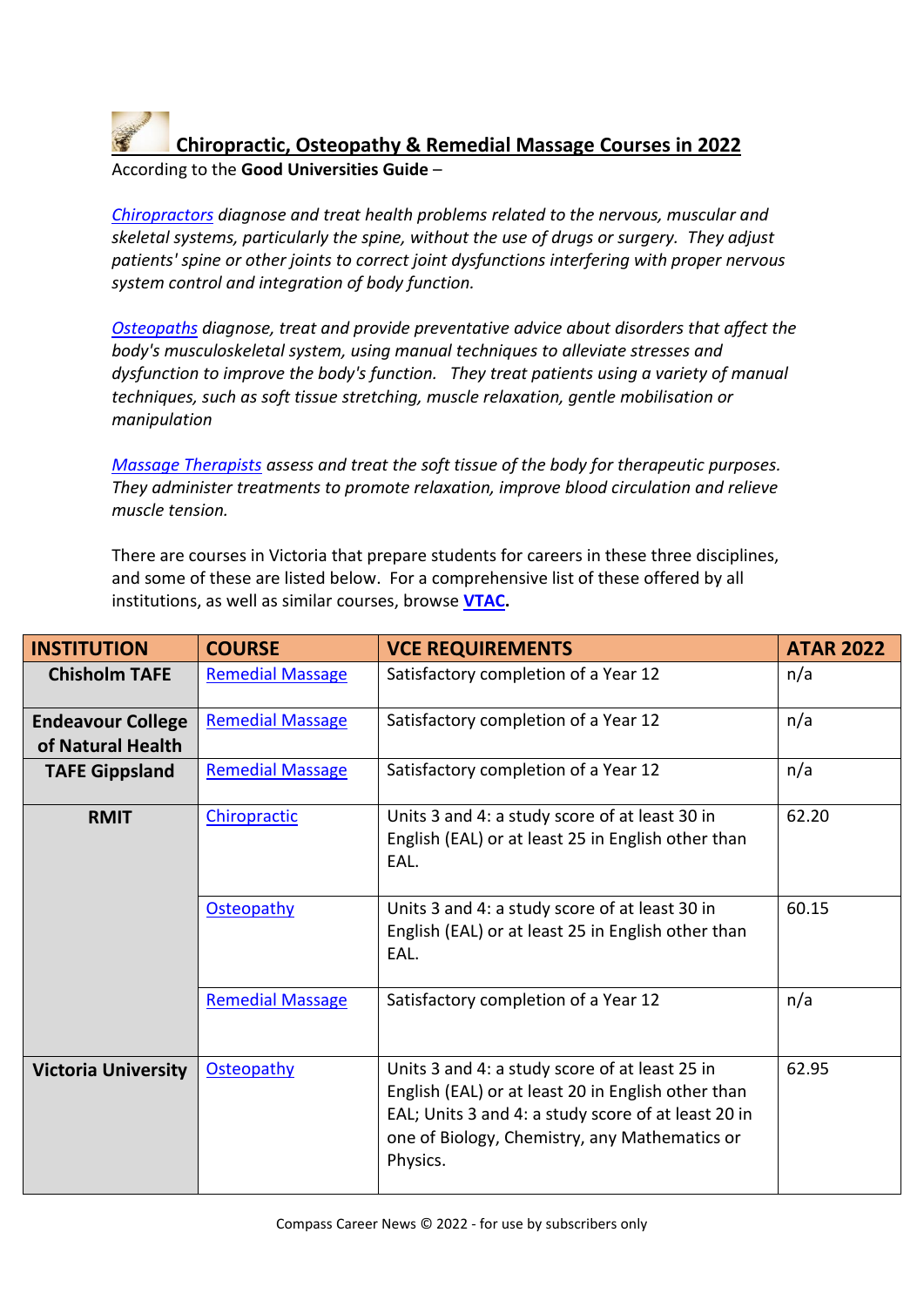## Chiropractic, Osteopathy & Remedial Massage Courses in 2022

According to the **Good Universities Guide** –

*Chiropractors diagnose and treat health problems related to the nervous, muscular and skeletal systems, particularly the spine, without the use of drugs or surgery. They adjust patients' spine or other joints to correct joint dysfunctions interfering with proper nervous system control and integration of body function.*

*Osteopaths diagnose, treat and provide preventative advice about disorders that affect the body's musculoskeletal system, using manual techniques to alleviate stresses and dysfunction to improve the body's function. They treat patients using a variety of manual techniques, such as soft tissue stretching, muscle relaxation, gentle mobilisation or manipulation*

*Massage Therapists assess and treat the soft tissue of the body for therapeutic purposes. They administer treatments to promote relaxation, improve blood circulation and relieve muscle tension.*

There are courses in Victoria that prepare students for careers in these three disciplines, and some of these are listed below. For a comprehensive list of these offered by all institutions, as well as similar courses, browse **VTAC.**

| INSTITUTION | COURSE | VCE REQUIREMENTS | ATAR 2022 |
|---|---|---|---|
| **Chisholm TAFE** | Remedial Massage | Satisfactory completion of a Year 12 | n/a |
| **Endeavour College of Natural Health** | Remedial Massage | Satisfactory completion of a Year 12 | n/a |
| **TAFE Gippsland** | Remedial Massage | Satisfactory completion of a Year 12 | n/a |
| **RMIT** | Chiropractic | Units 3 and 4: a study score of at least 30 in English (EAL) or at least 25 in English other than EAL. | 62.20 |
| | Osteopathy | Units 3 and 4: a study score of at least 30 in English (EAL) or at least 25 in English other than EAL. | 60.15 |
| | Remedial Massage | Satisfactory completion of a Year 12 | n/a |
| **Victoria University** | Osteopathy | Units 3 and 4: a study score of at least 25 in English (EAL) or at least 20 in English other than EAL; Units 3 and 4: a study score of at least 20 in one of Biology, Chemistry, any Mathematics or Physics. | 62.95 |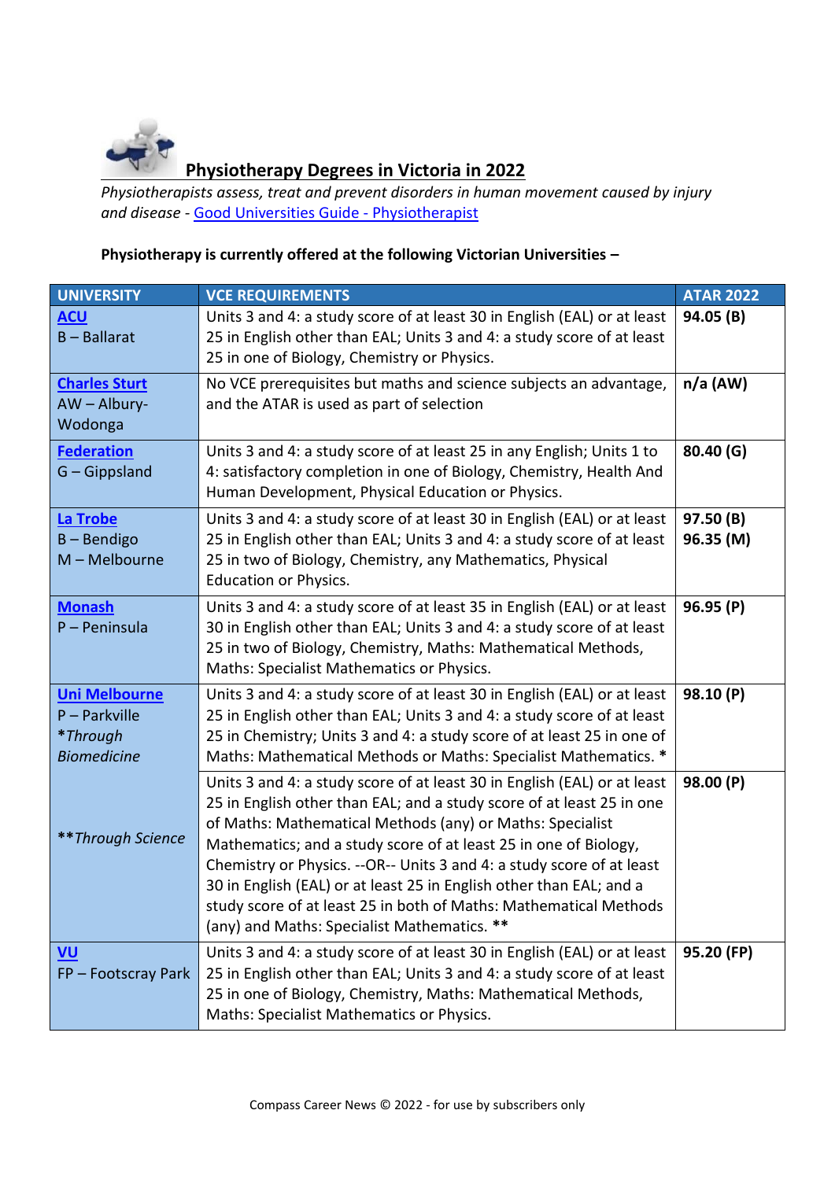## Physiotherapy Degrees in Victoria in 2022

*Physiotherapists assess, treat and prevent disorders in human movement caused by injury and disease* - [Good Universities Guide - Physiotherapist]

**Physiotherapy is currently offered at the following Victorian Universities –**

| UNIVERSITY | VCE REQUIREMENTS | ATAR 2022 |
|---|---|---|
| **ACU**<br>B – Ballarat | Units 3 and 4: a study score of at least 30 in English (EAL) or at least 25 in English other than EAL; Units 3 and 4: a study score of at least 25 in one of Biology, Chemistry or Physics. | **94.05 (B)** |
| **Charles Sturt**<br>AW – Albury-Wodonga | No VCE prerequisites but maths and science subjects an advantage, and the ATAR is used as part of selection | **n/a (AW)** |
| **Federation**<br>G – Gippsland | Units 3 and 4: a study score of at least 25 in any English; Units 1 to 4: satisfactory completion in one of Biology, Chemistry, Health And Human Development, Physical Education or Physics. | **80.40 (G)** |
| **La Trobe**<br>B – Bendigo<br>M – Melbourne | Units 3 and 4: a study score of at least 30 in English (EAL) or at least 25 in English other than EAL; Units 3 and 4: a study score of at least 25 in two of Biology, Chemistry, any Mathematics, Physical Education or Physics. | **97.50 (B)**<br>**96.35 (M)** |
| **Monash**<br>P – Peninsula | Units 3 and 4: a study score of at least 35 in English (EAL) or at least 30 in English other than EAL; Units 3 and 4: a study score of at least 25 in two of Biology, Chemistry, Maths: Mathematical Methods, Maths: Specialist Mathematics or Physics. | **96.95 (P)** |
| **Uni Melbourne**<br>P – Parkville<br>**\****Through Biomedicine* | Units 3 and 4: a study score of at least 30 in English (EAL) or at least 25 in English other than EAL; Units 3 and 4: a study score of at least 25 in Chemistry; Units 3 and 4: a study score of at least 25 in one of Maths: Mathematical Methods or Maths: Specialist Mathematics. * | **98.10 (P)** |
| **\*\****Through Science* | Units 3 and 4: a study score of at least 30 in English (EAL) or at least 25 in English other than EAL; and a study score of at least 25 in one of Maths: Mathematical Methods (any) or Maths: Specialist Mathematics; and a study score of at least 25 in one of Biology, Chemistry or Physics. --OR-- Units 3 and 4: a study score of at least 30 in English (EAL) or at least 25 in English other than EAL; and a study score of at least 25 in both of Maths: Mathematical Methods (any) and Maths: Specialist Mathematics. ** | **98.00 (P)** |
| **VU**<br>FP – Footscray Park | Units 3 and 4: a study score of at least 30 in English (EAL) or at least 25 in English other than EAL; Units 3 and 4: a study score of at least 25 in one of Biology, Chemistry, Maths: Mathematical Methods, Maths: Specialist Mathematics or Physics. | **95.20 (FP)** |

Compass Career News © 2022 - for use by subscribers only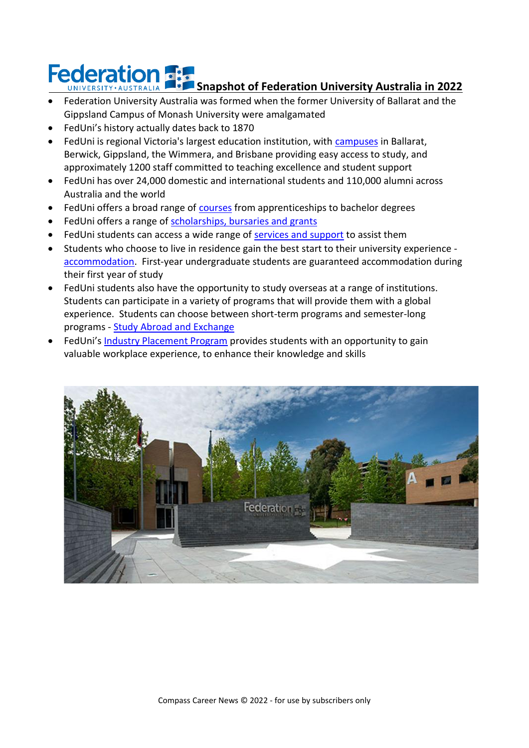## Snapshot of Federation University Australia in 2022

- Federation University Australia was formed when the former University of Ballarat and the Gippsland Campus of Monash University were amalgamated
- FedUni's history actually dates back to 1870
- FedUni is regional Victoria's largest education institution, with campuses in Ballarat, Berwick, Gippsland, the Wimmera, and Brisbane providing easy access to study, and approximately 1200 staff committed to teaching excellence and student support
- FedUni has over 24,000 domestic and international students and 110,000 alumni across Australia and the world
- FedUni offers a broad range of courses from apprenticeships to bachelor degrees
- FedUni offers a range of scholarships, bursaries and grants
- FedUni students can access a wide range of services and support to assist them
- Students who choose to live in residence gain the best start to their university experience - accommodation. First-year undergraduate students are guaranteed accommodation during their first year of study
- FedUni students also have the opportunity to study overseas at a range of institutions. Students can participate in a variety of programs that will provide them with a global experience. Students can choose between short-term programs and semester-long programs - Study Abroad and Exchange
- FedUni's Industry Placement Program provides students with an opportunity to gain valuable workplace experience, to enhance their knowledge and skills